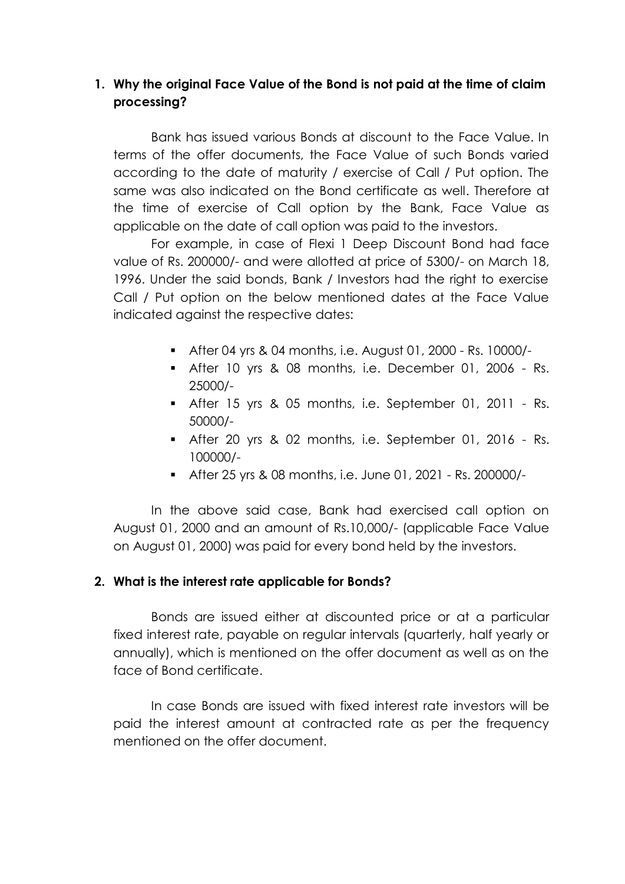1. **Why the original Face Value of the Bond is not paid at the time of claim processing?**

Bank has issued various Bonds at discount to the Face Value. In terms of the offer documents, the Face Value of such Bonds varied according to the date of maturity / exercise of Call / Put option. The same was also indicated on the Bond certificate as well. Therefore at the time of exercise of Call option by the Bank, Face Value as applicable on the date of call option was paid to the investors.

For example, in case of Flexi 1 Deep Discount Bond had face value of Rs. 200000/- and were allotted at price of 5300/- on March 18, 1996. Under the said bonds, Bank / Investors had the right to exercise Call / Put option on the below mentioned dates at the Face Value indicated against the respective dates:

- After 04 yrs & 04 months, i.e. August 01, 2000 - Rs. 10000/-
- After 10 yrs & 08 months, i.e. December 01, 2006 - Rs. 25000/-
- After 15 yrs & 05 months, i.e. September 01, 2011 - Rs. 50000/-
- After 20 yrs & 02 months, i.e. September 01, 2016 - Rs. 100000/-
- After 25 yrs & 08 months, i.e. June 01, 2021 - Rs. 200000/-

In the above said case, Bank had exercised call option on August 01, 2000 and an amount of Rs.10,000/- (applicable Face Value on August 01, 2000) was paid for every bond held by the investors.

2. **What is the interest rate applicable for Bonds?**

Bonds are issued either at discounted price or at a particular fixed interest rate, payable on regular intervals (quarterly, half yearly or annually), which is mentioned on the offer document as well as on the face of Bond certificate.

In case Bonds are issued with fixed interest rate investors will be paid the interest amount at contracted rate as per the frequency mentioned on the offer document.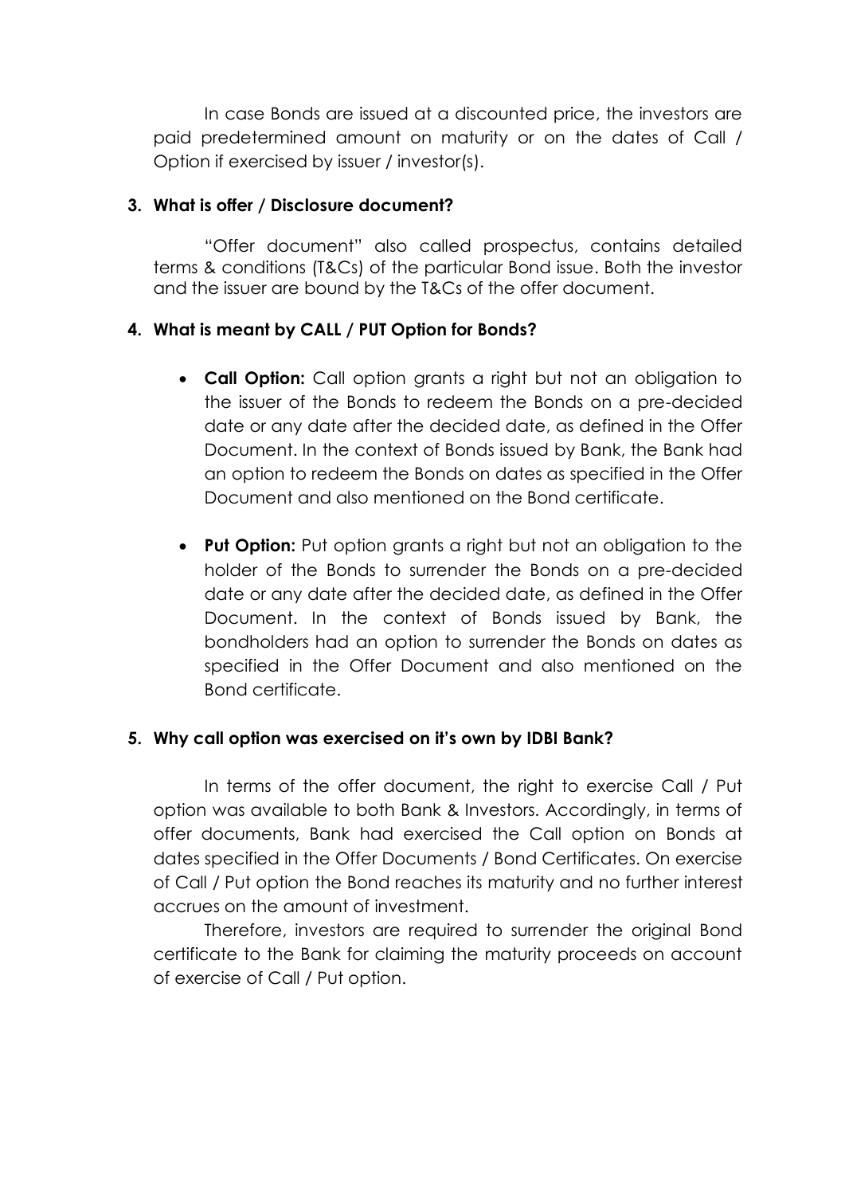In case Bonds are issued at a discounted price, the investors are paid predetermined amount on maturity or on the dates of Call / Option if exercised by issuer / investor(s).

**3. What is offer / Disclosure document?**

"Offer document" also called prospectus, contains detailed terms & conditions (T&Cs) of the particular Bond issue. Both the investor and the issuer are bound by the T&Cs of the offer document.

**4. What is meant by CALL / PUT Option for Bonds?**

- **Call Option:** Call option grants a right but not an obligation to the issuer of the Bonds to redeem the Bonds on a pre-decided date or any date after the decided date, as defined in the Offer Document. In the context of Bonds issued by Bank, the Bank had an option to redeem the Bonds on dates as specified in the Offer Document and also mentioned on the Bond certificate.

- **Put Option:** Put option grants a right but not an obligation to the holder of the Bonds to surrender the Bonds on a pre-decided date or any date after the decided date, as defined in the Offer Document. In the context of Bonds issued by Bank, the bondholders had an option to surrender the Bonds on dates as specified in the Offer Document and also mentioned on the Bond certificate.

**5. Why call option was exercised on it's own by IDBI Bank?**

In terms of the offer document, the right to exercise Call / Put option was available to both Bank & Investors. Accordingly, in terms of offer documents, Bank had exercised the Call option on Bonds at dates specified in the Offer Documents / Bond Certificates. On exercise of Call / Put option the Bond reaches its maturity and no further interest accrues on the amount of investment.

Therefore, investors are required to surrender the original Bond certificate to the Bank for claiming the maturity proceeds on account of exercise of Call / Put option.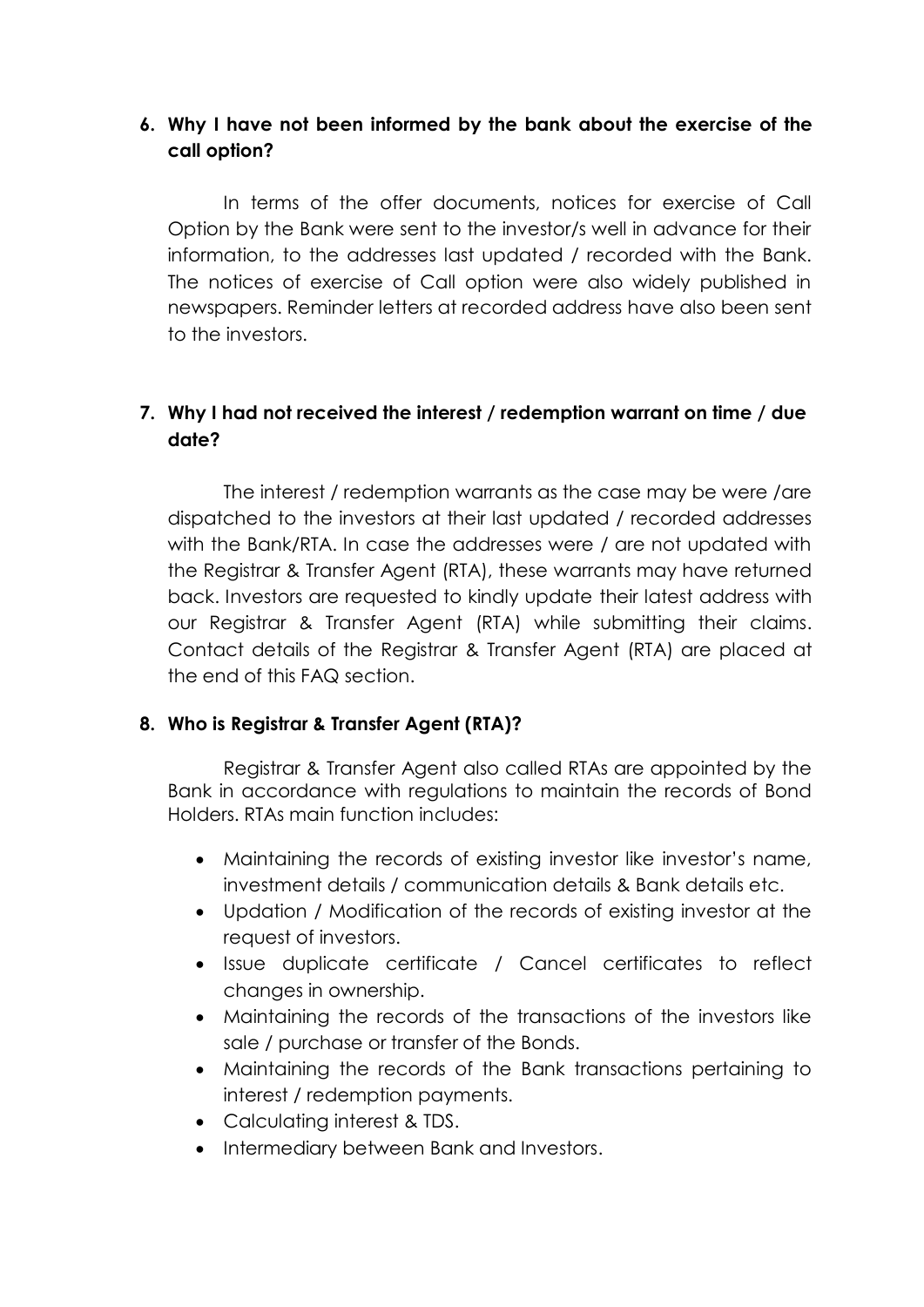6. **Why I have not been informed by the bank about the exercise of the call option?**

   In terms of the offer documents, notices for exercise of Call Option by the Bank were sent to the investor/s well in advance for their information, to the addresses last updated / recorded with the Bank. The notices of exercise of Call option were also widely published in newspapers. Reminder letters at recorded address have also been sent to the investors.

7. **Why I had not received the interest / redemption warrant on time / due date?**

   The interest / redemption warrants as the case may be were /are dispatched to the investors at their last updated / recorded addresses with the Bank/RTA. In case the addresses were / are not updated with the Registrar & Transfer Agent (RTA), these warrants may have returned back. Investors are requested to kindly update their latest address with our Registrar & Transfer Agent (RTA) while submitting their claims. Contact details of the Registrar & Transfer Agent (RTA) are placed at the end of this FAQ section.

8. **Who is Registrar & Transfer Agent (RTA)?**

   Registrar & Transfer Agent also called RTAs are appointed by the Bank in accordance with regulations to maintain the records of Bond Holders. RTAs main function includes:

   - Maintaining the records of existing investor like investor's name, investment details / communication details & Bank details etc.
   - Updation / Modification of the records of existing investor at the request of investors.
   - Issue duplicate certificate / Cancel certificates to reflect changes in ownership.
   - Maintaining the records of the transactions of the investors like sale / purchase or transfer of the Bonds.
   - Maintaining the records of the Bank transactions pertaining to interest / redemption payments.
   - Calculating interest & TDS.
   - Intermediary between Bank and Investors.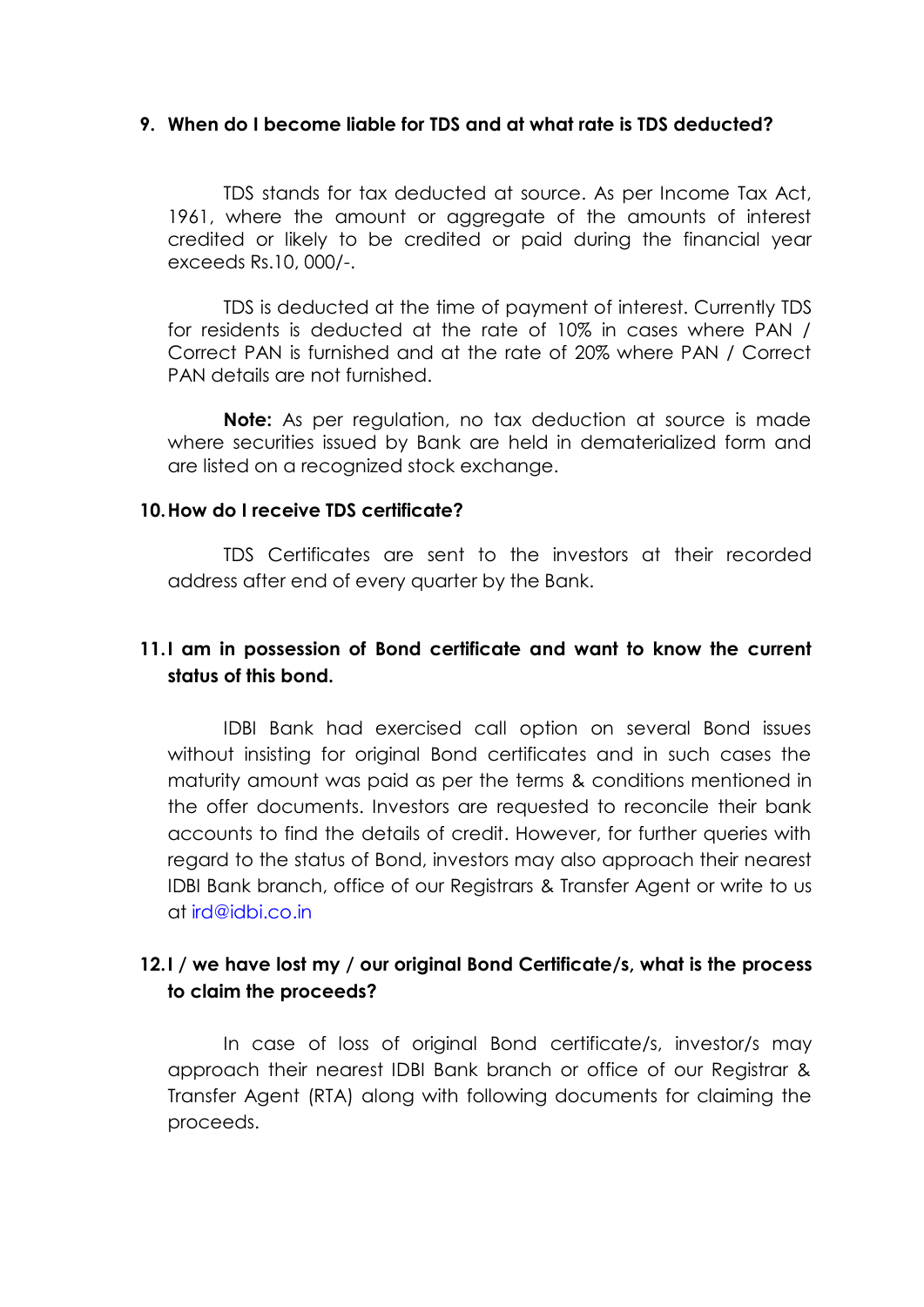**9. When do I become liable for TDS and at what rate is TDS deducted?**

TDS stands for tax deducted at source. As per Income Tax Act, 1961, where the amount or aggregate of the amounts of interest credited or likely to be credited or paid during the financial year exceeds Rs.10, 000/-.

TDS is deducted at the time of payment of interest. Currently TDS for residents is deducted at the rate of 10% in cases where PAN / Correct PAN is furnished and at the rate of 20% where PAN / Correct PAN details are not furnished.

**Note:** As per regulation, no tax deduction at source is made where securities issued by Bank are held in dematerialized form and are listed on a recognized stock exchange.

**10. How do I receive TDS certificate?**

TDS Certificates are sent to the investors at their recorded address after end of every quarter by the Bank.

**11. I am in possession of Bond certificate and want to know the current status of this bond.**

IDBI Bank had exercised call option on several Bond issues without insisting for original Bond certificates and in such cases the maturity amount was paid as per the terms & conditions mentioned in the offer documents. Investors are requested to reconcile their bank accounts to find the details of credit. However, for further queries with regard to the status of Bond, investors may also approach their nearest IDBI Bank branch, office of our Registrars & Transfer Agent or write to us at ird@idbi.co.in

**12. I / we have lost my / our original Bond Certificate/s, what is the process to claim the proceeds?**

In case of loss of original Bond certificate/s, investor/s may approach their nearest IDBI Bank branch or office of our Registrar & Transfer Agent (RTA) along with following documents for claiming the proceeds.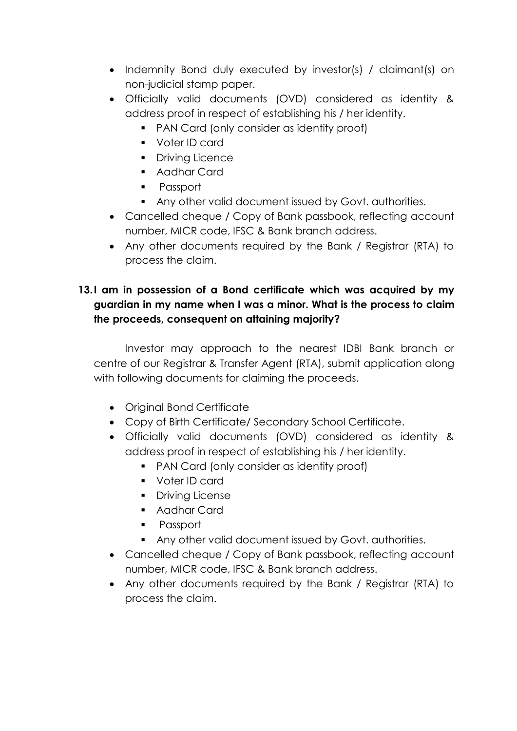- Indemnity Bond duly executed by investor(s) / claimant(s) on non-judicial stamp paper.
- Officially valid documents (OVD) considered as identity & address proof in respect of establishing his / her identity.
  - PAN Card (only consider as identity proof)
  - Voter ID card
  - Driving Licence
  - Aadhar Card
  - Passport
  - Any other valid document issued by Govt. authorities.
- Cancelled cheque / Copy of Bank passbook, reflecting account number, MICR code, IFSC & Bank branch address.
- Any other documents required by the Bank / Registrar (RTA) to process the claim.

**13. I am in possession of a Bond certificate which was acquired by my guardian in my name when I was a minor. What is the process to claim the proceeds, consequent on attaining majority?**

Investor may approach to the nearest IDBI Bank branch or centre of our Registrar & Transfer Agent (RTA), submit application along with following documents for claiming the proceeds.

- Original Bond Certificate
- Copy of Birth Certificate/ Secondary School Certificate.
- Officially valid documents (OVD) considered as identity & address proof in respect of establishing his / her identity.
  - PAN Card (only consider as identity proof)
  - Voter ID card
  - Driving License
  - Aadhar Card
  - Passport
  - Any other valid document issued by Govt. authorities.
- Cancelled cheque / Copy of Bank passbook, reflecting account number, MICR code, IFSC & Bank branch address.
- Any other documents required by the Bank / Registrar (RTA) to process the claim.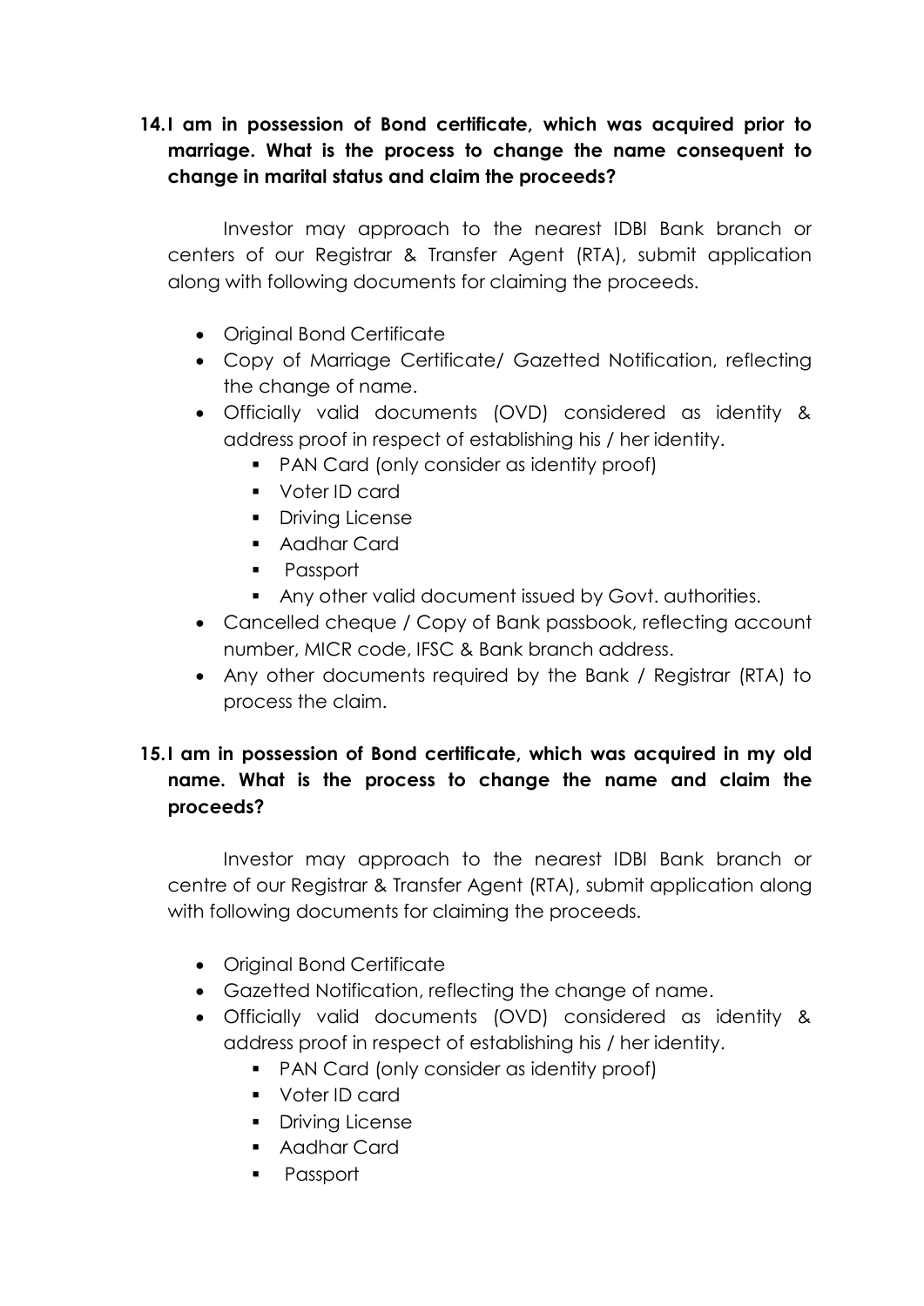**14. I am in possession of Bond certificate, which was acquired prior to marriage. What is the process to change the name consequent to change in marital status and claim the proceeds?**

Investor may approach to the nearest IDBI Bank branch or centers of our Registrar & Transfer Agent (RTA), submit application along with following documents for claiming the proceeds.

- Original Bond Certificate
- Copy of Marriage Certificate/ Gazetted Notification, reflecting the change of name.
- Officially valid documents (OVD) considered as identity & address proof in respect of establishing his / her identity.
  - PAN Card (only consider as identity proof)
  - Voter ID card
  - Driving License
  - Aadhar Card
  - Passport
  - Any other valid document issued by Govt. authorities.
- Cancelled cheque / Copy of Bank passbook, reflecting account number, MICR code, IFSC & Bank branch address.
- Any other documents required by the Bank / Registrar (RTA) to process the claim.

**15. I am in possession of Bond certificate, which was acquired in my old name. What is the process to change the name and claim the proceeds?**

Investor may approach to the nearest IDBI Bank branch or centre of our Registrar & Transfer Agent (RTA), submit application along with following documents for claiming the proceeds.

- Original Bond Certificate
- Gazetted Notification, reflecting the change of name.
- Officially valid documents (OVD) considered as identity & address proof in respect of establishing his / her identity.
  - PAN Card (only consider as identity proof)
  - Voter ID card
  - Driving License
  - Aadhar Card
  - Passport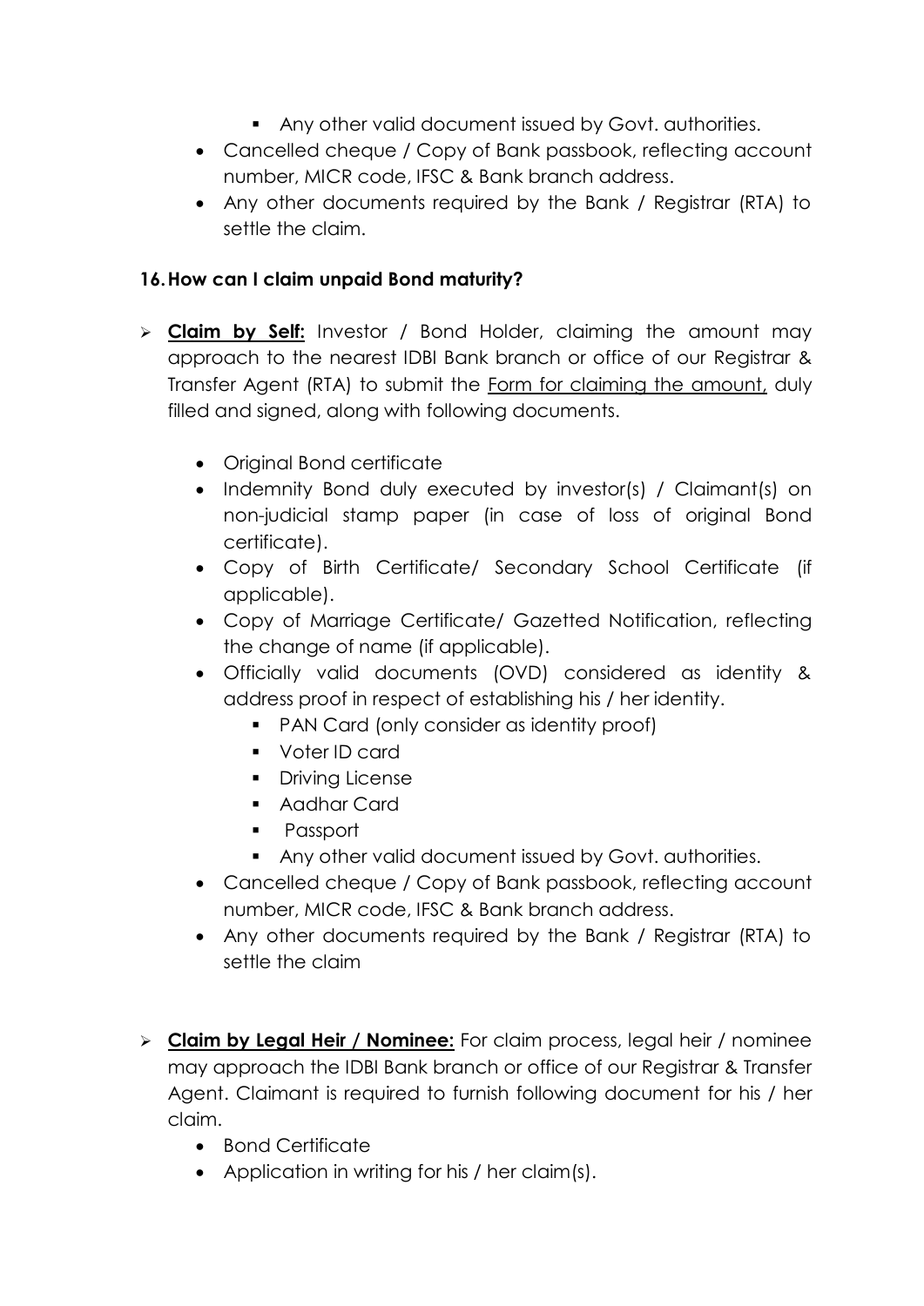- Any other valid document issued by Govt. authorities.
- Cancelled cheque / Copy of Bank passbook, reflecting account number, MICR code, IFSC & Bank branch address.
- Any other documents required by the Bank / Registrar (RTA) to settle the claim.

### 16. How can I claim unpaid Bond maturity?

- **Claim by Self:** Investor / Bond Holder, claiming the amount may approach to the nearest IDBI Bank branch or office of our Registrar & Transfer Agent (RTA) to submit the Form for claiming the amount, duly filled and signed, along with following documents.
  - Original Bond certificate
  - Indemnity Bond duly executed by investor(s) / Claimant(s) on non-judicial stamp paper (in case of loss of original Bond certificate).
  - Copy of Birth Certificate/ Secondary School Certificate (if applicable).
  - Copy of Marriage Certificate/ Gazetted Notification, reflecting the change of name (if applicable).
  - Officially valid documents (OVD) considered as identity & address proof in respect of establishing his / her identity.
    - PAN Card (only consider as identity proof)
    - Voter ID card
    - Driving License
    - Aadhar Card
    - Passport
    - Any other valid document issued by Govt. authorities.
  - Cancelled cheque / Copy of Bank passbook, reflecting account number, MICR code, IFSC & Bank branch address.
  - Any other documents required by the Bank / Registrar (RTA) to settle the claim

- **Claim by Legal Heir / Nominee:** For claim process, legal heir / nominee may approach the IDBI Bank branch or office of our Registrar & Transfer Agent. Claimant is required to furnish following document for his / her claim.
  - Bond Certificate
  - Application in writing for his / her claim(s).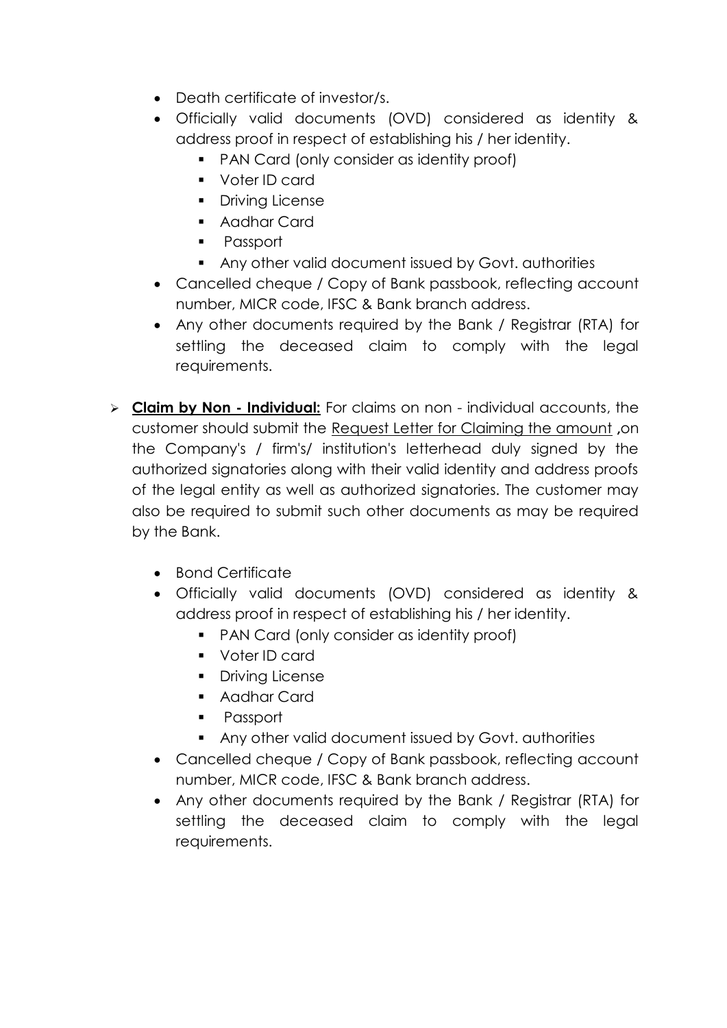- Death certificate of investor/s.
- Officially valid documents (OVD) considered as identity & address proof in respect of establishing his / her identity.
    - PAN Card (only consider as identity proof)
    - Voter ID card
    - Driving License
    - Aadhar Card
    - Passport
    - Any other valid document issued by Govt. authorities
- Cancelled cheque / Copy of Bank passbook, reflecting account number, MICR code, IFSC & Bank branch address.
- Any other documents required by the Bank / Registrar (RTA) for settling the deceased claim to comply with the legal requirements.

> **Claim by Non - Individual:** For claims on non - individual accounts, the customer should submit the Request Letter for Claiming the amount **,**on the Company's / firm's/ institution's letterhead duly signed by the authorized signatories along with their valid identity and address proofs of the legal entity as well as authorized signatories. The customer may also be required to submit such other documents as may be required by the Bank.

- Bond Certificate
- Officially valid documents (OVD) considered as identity & address proof in respect of establishing his / her identity.
    - PAN Card (only consider as identity proof)
    - Voter ID card
    - Driving License
    - Aadhar Card
    - Passport
    - Any other valid document issued by Govt. authorities
- Cancelled cheque / Copy of Bank passbook, reflecting account number, MICR code, IFSC & Bank branch address.
- Any other documents required by the Bank / Registrar (RTA) for settling the deceased claim to comply with the legal requirements.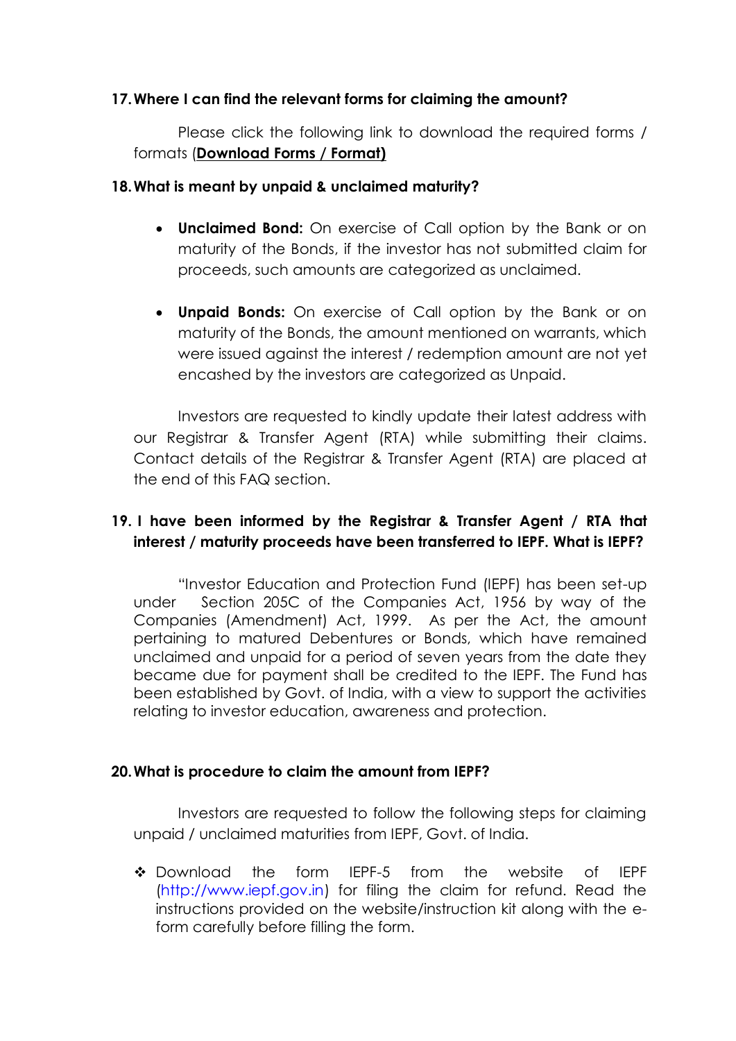**17. Where I can find the relevant forms for claiming the amount?**

Please click the following link to download the required forms / formats (**Download Forms / Format)**

**18. What is meant by unpaid & unclaimed maturity?**

- **Unclaimed Bond:** On exercise of Call option by the Bank or on maturity of the Bonds, if the investor has not submitted claim for proceeds, such amounts are categorized as unclaimed.

- **Unpaid Bonds:** On exercise of Call option by the Bank or on maturity of the Bonds, the amount mentioned on warrants, which were issued against the interest / redemption amount are not yet encashed by the investors are categorized as Unpaid.

Investors are requested to kindly update their latest address with our Registrar & Transfer Agent (RTA) while submitting their claims. Contact details of the Registrar & Transfer Agent (RTA) are placed at the end of this FAQ section.

**19. I have been informed by the Registrar & Transfer Agent / RTA that interest / maturity proceeds have been transferred to IEPF. What is IEPF?**

"Investor Education and Protection Fund (IEPF) has been set-up under Section 205C of the Companies Act, 1956 by way of the Companies (Amendment) Act, 1999. As per the Act, the amount pertaining to matured Debentures or Bonds, which have remained unclaimed and unpaid for a period of seven years from the date they became due for payment shall be credited to the IEPF. The Fund has been established by Govt. of India, with a view to support the activities relating to investor education, awareness and protection.

**20. What is procedure to claim the amount from IEPF?**

Investors are requested to follow the following steps for claiming unpaid / unclaimed maturities from IEPF, Govt. of India.

- Download the form IEPF-5 from the website of IEPF (http://www.iepf.gov.in) for filing the claim for refund. Read the instructions provided on the website/instruction kit along with the e-form carefully before filling the form.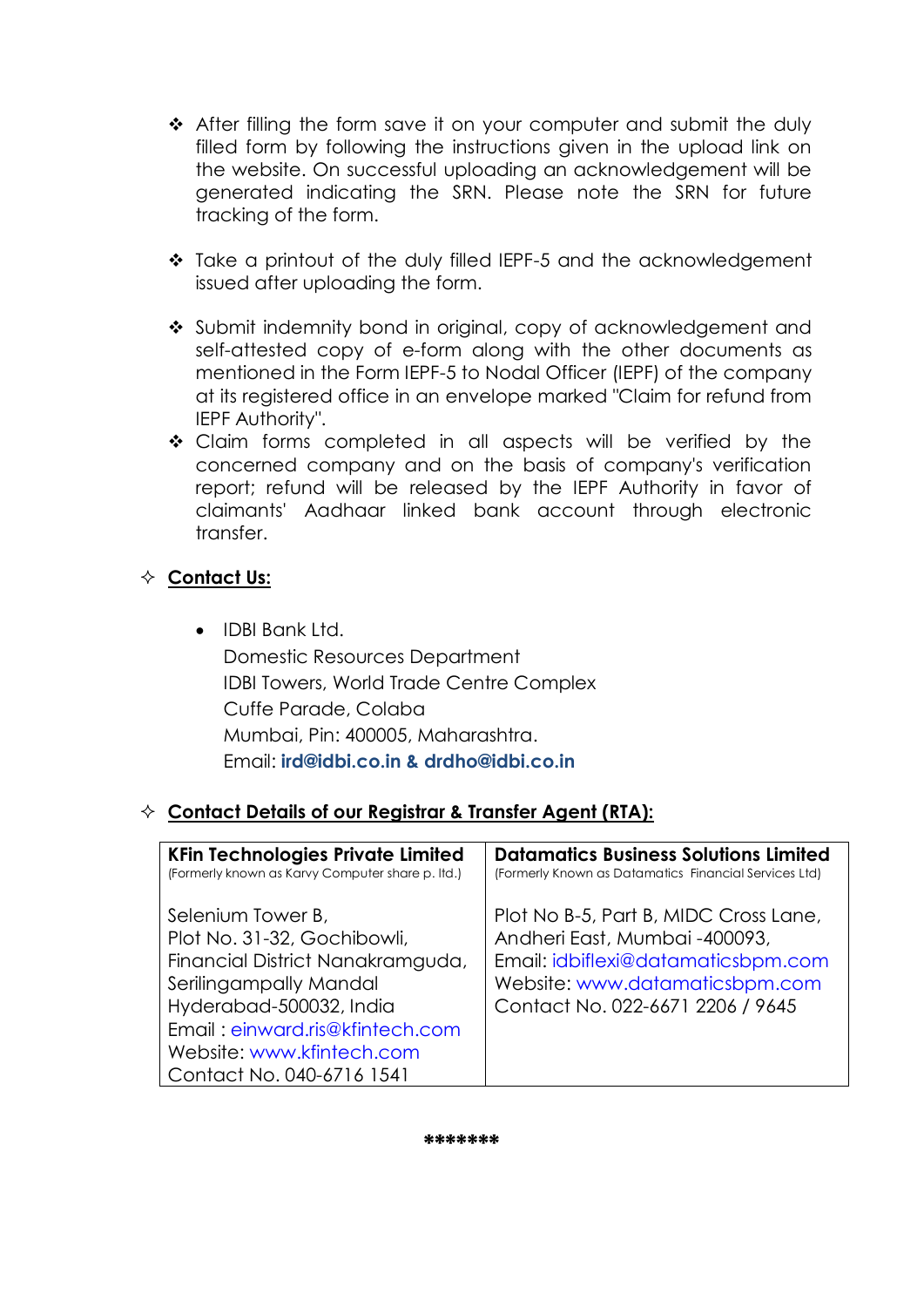- After filling the form save it on your computer and submit the duly filled form by following the instructions given in the upload link on the website. On successful uploading an acknowledgement will be generated indicating the SRN. Please note the SRN for future tracking of the form.

- Take a printout of the duly filled IEPF-5 and the acknowledgement issued after uploading the form.

- Submit indemnity bond in original, copy of acknowledgement and self-attested copy of e-form along with the other documents as mentioned in the Form IEPF-5 to Nodal Officer (IEPF) of the company at its registered office in an envelope marked "Claim for refund from IEPF Authority".
- Claim forms completed in all aspects will be verified by the concerned company and on the basis of company's verification report; refund will be released by the IEPF Authority in favor of claimants' Aadhaar linked bank account through electronic transfer.

## **Contact Us:**

- IDBI Bank Ltd.
  Domestic Resources Department
  IDBI Towers, World Trade Centre Complex
  Cuffe Parade, Colaba
  Mumbai, Pin: 400005, Maharashtra.
  Email: **ird@idbi.co.in & drdho@idbi.co.in**

## **Contact Details of our Registrar & Transfer Agent (RTA):**

| **KFin Technologies Private Limited** (Formerly known as Karvy Computer share p. ltd.) | **Datamatics Business Solutions Limited** (Formerly Known as Datamatics Financial Services Ltd) |
|---|---|
| Selenium Tower B, Plot No. 31-32, Gochibowli, Financial District Nanakramguda, Serilingampally Mandal Hyderabad-500032, India Email : einward.ris@kfintech.com Website: www.kfintech.com Contact No. 040-6716 1541 | Plot No B-5, Part B, MIDC Cross Lane, Andheri East, Mumbai -400093, Email: idbiflexi@datamaticsbpm.com Website: www.datamaticsbpm.com Contact No. 022-6671 2206 / 9645 |

*******